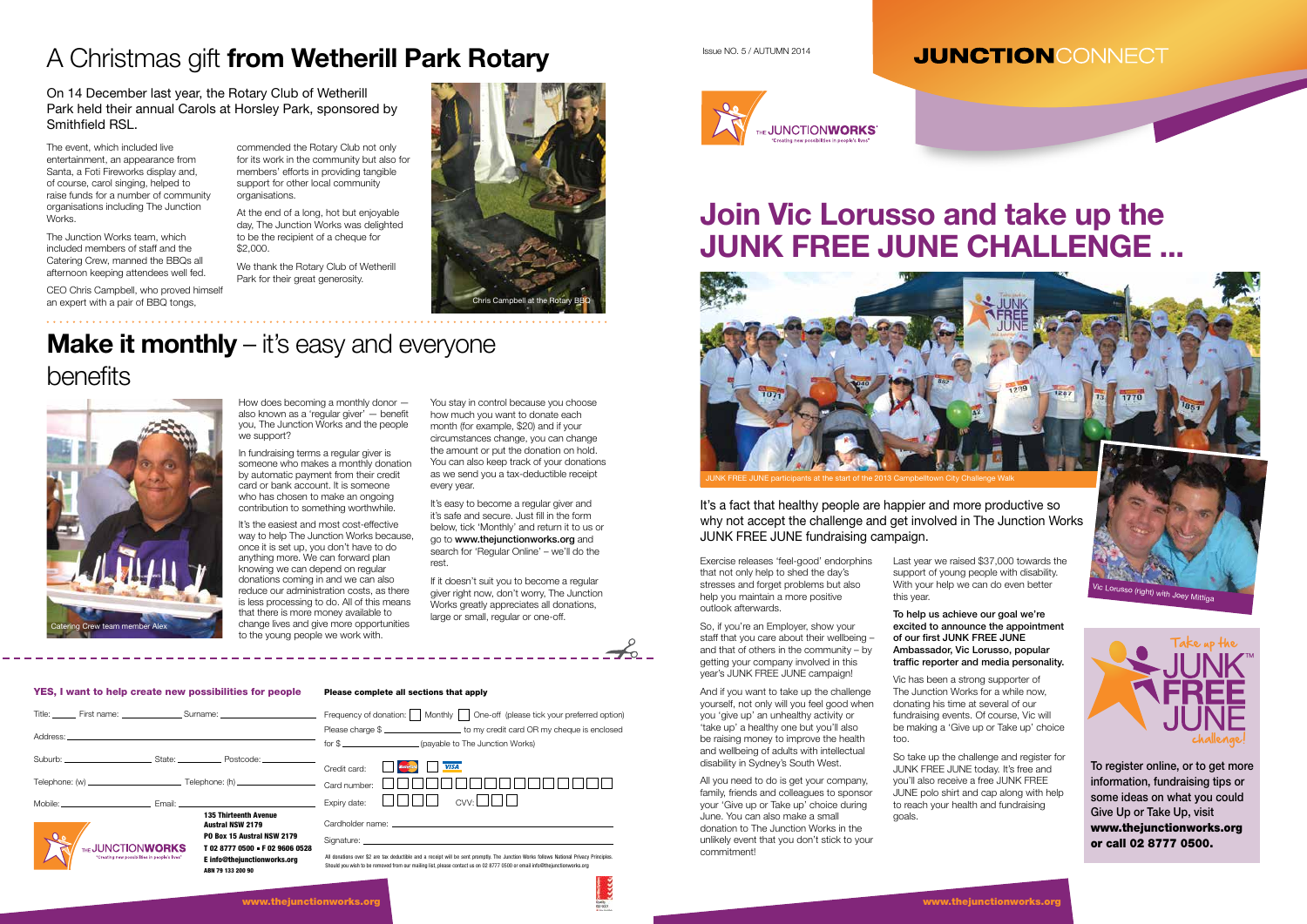Issue NO. 5 / AUTUMN 2014

**JUNCTION**CONNECT

# A Christmas gift **from Wetherill Park Rotary**

On 14 December last year, the Rotary Club of Wetherill Park held their annual Carols at Horsley Park, sponsored by Smithfield RSL.

The event, which included live entertainment, an appearance from Santa, a Foti Fireworks display and, of course, carol singing, helped to raise funds for a number of community organisations including The Junction Works.

The Junction Works team, which included members of staff and the Catering Crew, manned the BBQs all afternoon keeping attendees well fed.

CEO Chris Campbell, who proved himself an expert with a pair of BBQ tongs, commended the Rotary Club not only for its work in the community but also for members' efforts in providing tangible support for other local community organisations.

At the end of a long, hot but enjoyable day, The Junction Works was delighted to be the recipient of a cheque for $2,000.

We thank the Rotary Club of Wetherill Park for their great generosity.

Chris Campbell at the Rotary BBQ

# **Make it monthly** – it's easy and everyone benefits

Catering Crew team member Alex

How does becoming a monthly donor — also known as a 'regular giver' — benefit you, The Junction Works and the people we support?

In fundraising terms a regular giver is someone who makes a monthly donation by automatic payment from their credit card or bank account. It is someone who has chosen to make an ongoing contribution to something worthwhile.

It's the easiest and most cost-effective way to help The Junction Works because, once it is set up, you don't have to do anything more. We can forward plan knowing we can depend on regular donations coming in and we can also reduce our administration costs, as there is less processing to do. All of this means that there is more money available to change lives and give more opportunities to the young people we work with.

You stay in control because you choose how much you want to donate each month (for example, $20) and if your circumstances change, you can change the amount or put the donation on hold. You can also keep track of your donations as we send you a tax-deductible receipt every year.

It's easy to become a regular giver and it's safe and secure. Just fill in the form below, tick 'Monthly' and return it to us or go to **www.thejunctionworks.org** and search for 'Regular Online' – we'll do the rest.

If it doesn't suit you to become a regular giver right now, don't worry, The Junction Works greatly appreciates all donations, large or small, regular or one-off.

**YES, I want to help create new possibilities for people**

Title: ______ First name: ____________ Surname: ____________

Address: ____________

Suburb: ____________ State: ________ Postcode: ________

Telephone: (w) ____________ Telephone: (h) ____________

Mobile: ____________ Email: ____________

THE JUNCTIONWORKS "Creating new possibilities in people's lives"

**135 Thirteenth Avenue Austral NSW 2179**
**PO Box 15 Austral NSW 2179**
**T 02 8777 0500 • F 02 9606 0528**
**E info@thejunctionworks.org**
**ABN 79 133 200 90**

**Please complete all sections that apply**

Frequency of donation: ☐ Monthly ☐ One-off (please tick your preferred option)

Please charge $ ____________ to my credit card OR my cheque is enclosed

for $ ____________ (payable to The Junction Works)

Credit card: ☐ MasterCard ☐ VISA

Card number: ☐☐☐☐☐☐☐☐☐☐☐☐☐☐☐☐

Expiry date: ☐☐☐☐ CVV: ☐☐☐

Cardholder name: ____________

Signature: ____________

All donations over $2 are tax deductible and a receipt will be sent promptly. The Junction Works follows National Privacy Principles. Should you wish to be removed from our mailing list, please contact us on 02 8777 0500 or email info@thejunctionworks.org

www.thejunctionworks.org

THE JUNCTIONWORKS "Creating new possibilities in people's lives"

# Join Vic Lorusso and take up the JUNK FREE JUNE CHALLENGE ...

JUNK FREE JUNE participants at the start of the 2013 Campbelltown City Challenge Walk

It's a fact that healthy people are happier and more productive so why not accept the challenge and get involved in The Junction Works JUNK FREE JUNE fundraising campaign.

Exercise releases 'feel-good' endorphins that not only help to shed the day's stresses and forget problems but also help you maintain a more positive outlook afterwards.

So, if you're an Employer, show your staff that you care about their wellbeing – and that of others in the community – by getting your company involved in this year's JUNK FREE JUNE campaign!

And if you want to take up the challenge yourself, not only will you feel good when you 'give up' an unhealthy activity or 'take up' a healthy one but you'll also be raising money to improve the health and wellbeing of adults with intellectual disability in Sydney's South West.

All you need to do is get your company, family, friends and colleagues to sponsor your 'Give up or Take up' choice during June. You can also make a small donation to The Junction Works in the unlikely event that you don't stick to your commitment!

Last year we raised $37,000 towards the support of young people with disability. With your help we can do even better this year.

**To help us achieve our goal we're excited to announce the appointment of our first JUNK FREE JUNE Ambassador, Vic Lorusso, popular traffic reporter and media personality.**

Vic has been a strong supporter of The Junction Works for a while now, donating his time at several of our fundraising events. Of course, Vic will be making a 'Give up or Take up' choice too.

So take up the challenge and register for JUNK FREE JUNE today. It's free and you'll also receive a free JUNK FREE JUNE polo shirt and cap along with help to reach your health and fundraising goals.

Vic Lorusso (right) with Joey Mittiga

Take up the JUNK FREE JUNE™ challenge!

**To register online, or to get more information, fundraising tips or some ideas on what you could Give Up or Take Up, visit www.thejunctionworks.org or call 02 8777 0500.**

www.thejunctionworks.org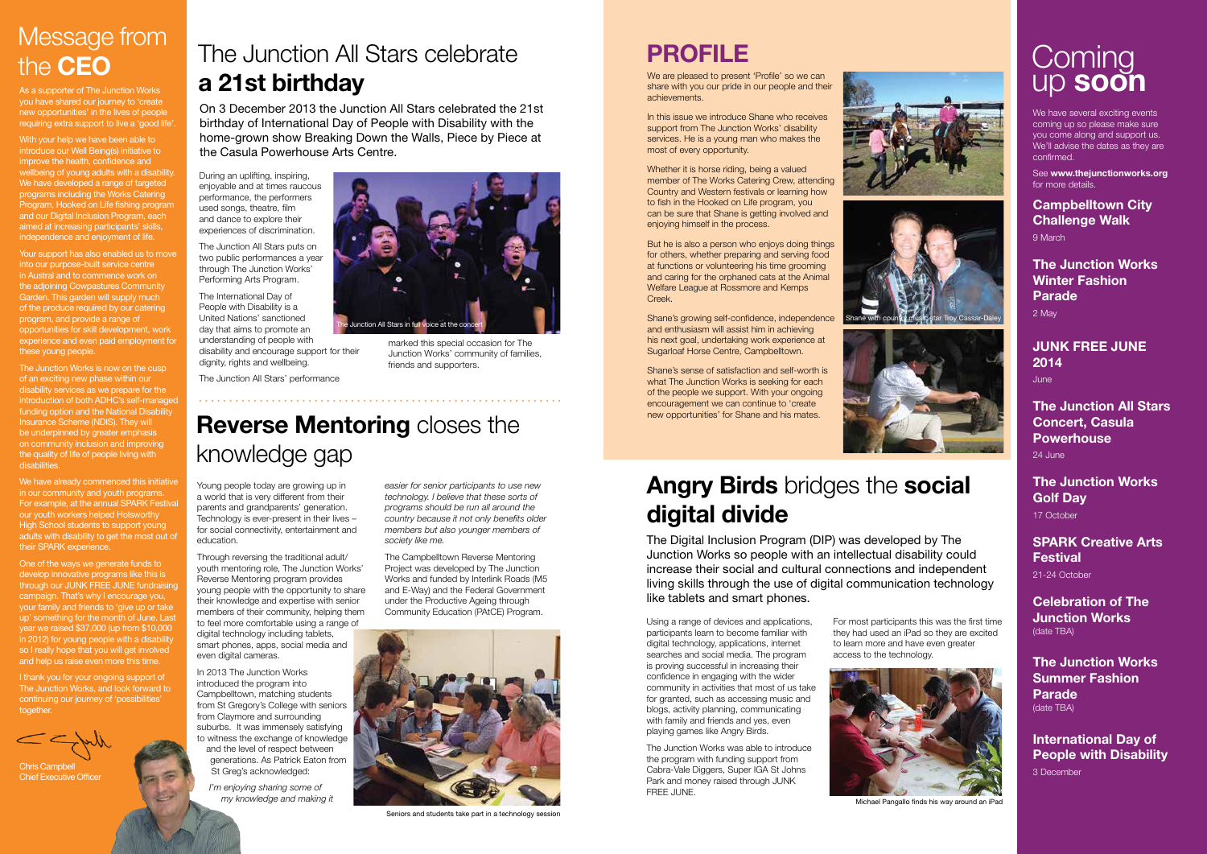# Message from the CEO

As a supporter of The Junction Works you have shared our journey to 'create new opportunities' in the lives of people requiring extra support to live a 'good life'.

With your help we have been able to introduce our Well Being(s) initiative to improve the health, confidence and wellbeing of young adults with a disability. We have developed a range of targeted programs including the Works Catering Program, Hooked on Life fishing program and our Digital Inclusion Program, each aimed at increasing participants' skills, independence and enjoyment of life.

Your support has also enabled us to move into our purpose-built service centre in Austral and to commence work on the adjoining Cowpastures Community Garden. This garden will supply much of the produce required by our catering program, and provide a range of opportunities for skill development, work experience and even paid employment for these young people.

The Junction Works is now on the cusp of an exciting new phase within our disability services as we prepare for the introduction of both ADHC's self-managed funding option and the National Disability Insurance Scheme (NDIS). They will be underpinned by greater emphasis on community inclusion and improving the quality of life of people living with disabilities.

We have already commenced this initiative in our community and youth programs. For example, at the annual SPARK Festival our youth workers helped Holsworthy High School students to support young adults with disability to get the most out of their SPARK experience.

One of the ways we generate funds to develop innovative programs like this is through our JUNK FREE JUNE fundraising campaign. That's why I encourage you, your family and friends to 'give up or take up' something for the month of June. Last year we raised $37,000 (up from $10,000 in 2012) for young people with a disability so I really hope that you will get involved and help us raise even more this time.

I thank you for your ongoing support of The Junction Works, and look forward to continuing our journey of 'possibilities' together.

Chris Campbell
Chief Executive Officer

# The Junction All Stars celebrate a 21st birthday

On 3 December 2013 the Junction All Stars celebrated the 21st birthday of International Day of People with Disability with the home-grown show Breaking Down the Walls, Piece by Piece at the Casula Powerhouse Arts Centre.

During an uplifting, inspiring, enjoyable and at times raucous performance, the performers used songs, theatre, film and dance to explore their experiences of discrimination.

The Junction All Stars puts on two public performances a year through The Junction Works' Performing Arts Program.

The International Day of People with Disability is a United Nations' sanctioned day that aims to promote an understanding of people with disability and encourage support for their dignity, rights and wellbeing.

The Junction All Stars' performance marked this special occasion for The Junction Works' community of families, friends and supporters.

The Junction All Stars in full voice at the concert

# Reverse Mentoring closes the knowledge gap

Young people today are growing up in a world that is very different from their parents and grandparents' generation. Technology is ever-present in their lives – for social connectivity, entertainment and education.

Through reversing the traditional adult/youth mentoring role, The Junction Works' Reverse Mentoring program provides young people with the opportunity to share their knowledge and expertise with senior members of their community, helping them to feel more comfortable using a range of digital technology including tablets, smart phones, apps, social media and even digital cameras.

In 2013 The Junction Works introduced the program into Campbelltown, matching students from St Gregory's College with seniors from Claymore and surrounding suburbs. It was immensely satisfying to witness the exchange of knowledge and the level of respect between generations. As Patrick Eaton from St Greg's acknowledged:

*I'm enjoying sharing some of my knowledge and making it easier for senior participants to use new technology. I believe that these sorts of programs should be run all around the country because it not only benefits older members but also younger members of society like me.*

The Campbelltown Reverse Mentoring Project was developed by The Junction Works and funded by Interlink Roads (M5 and E-Way) and the Federal Government under the Productive Ageing through Community Education (PAtCE) Program.

Seniors and students take part in a technology session

# PROFILE

We are pleased to present 'Profile' so we can share with you our pride in our people and their achievements.

In this issue we introduce Shane who receives support from The Junction Works' disability services. He is a young man who makes the most of every opportunity.

Whether it is horse riding, being a valued member of The Works Catering Crew, attending Country and Western festivals or learning how to fish in the Hooked on Life program, you can be sure that Shane is getting involved and enjoying himself in the process.

But he is also a person who enjoys doing things for others, whether preparing and serving food at functions or volunteering his time grooming and caring for the orphaned cats at the Animal Welfare League at Rossmore and Kemps Creek.

Shane's growing self-confidence, independence and enthusiasm will assist him in achieving his next goal, undertaking work experience at Sugarloaf Horse Centre, Campbelltown.

Shane's sense of satisfaction and self-worth is what The Junction Works is seeking for each of the people we support. With your ongoing encouragement we can continue to 'create new opportunities' for Shane and his mates.

Shane with country music star Troy Cassar-Daley

# Angry Birds bridges the social digital divide

The Digital Inclusion Program (DIP) was developed by The Junction Works so people with an intellectual disability could increase their social and cultural connections and independent living skills through the use of digital communication technology like tablets and smart phones.

Using a range of devices and applications, participants learn to become familiar with digital technology, applications, internet searches and social media. The program is proving successful in increasing their confidence in engaging with the wider community in activities that most of us take for granted, such as accessing music and blogs, activity planning, communicating with family and friends and yes, even playing games like Angry Birds.

The Junction Works was able to introduce the program with funding support from Cabra-Vale Diggers, Super IGA St Johns Park and money raised through JUNK FREE JUNE.

For most participants this was the first time they had used an iPad so they are excited to learn more and have even greater access to the technology.

Michael Pangallo finds his way around an iPad

# Coming up soon

We have several exciting events coming up so please make sure you come along and support us. We'll advise the dates as they are confirmed.

See **www.thejunctionworks.org** for more details.

**Campbelltown City Challenge Walk**
9 March

**The Junction Works Winter Fashion Parade**
2 May

**JUNK FREE JUNE 2014**
June

**The Junction All Stars Concert, Casula Powerhouse**
24 June

**The Junction Works Golf Day**
17 October

**SPARK Creative Arts Festival**
21-24 October

**Celebration of The Junction Works**
(date TBA)

**The Junction Works Summer Fashion Parade**
(date TBA)

**International Day of People with Disability**
3 December